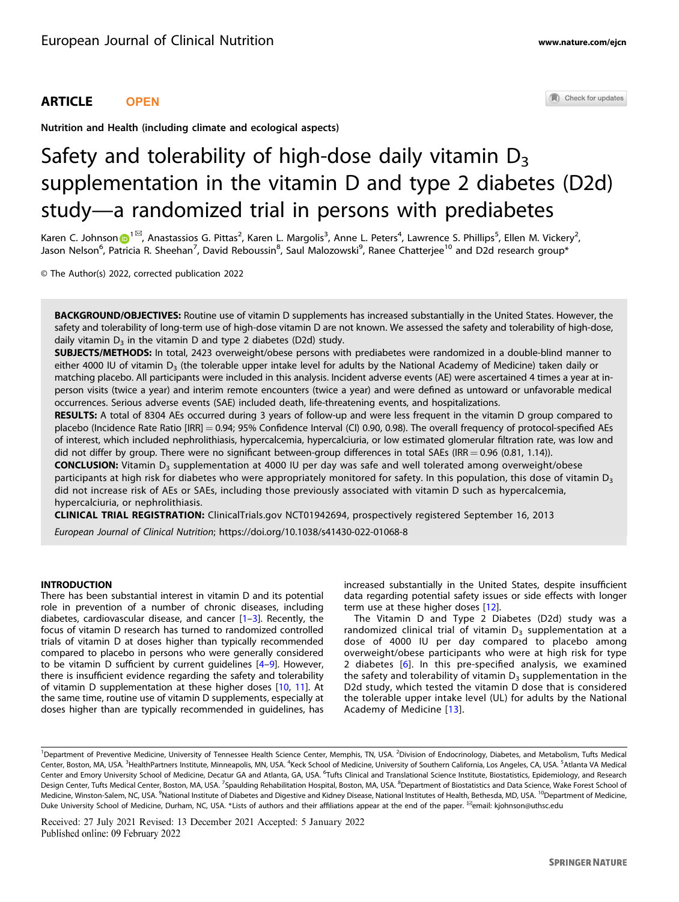ARTICLE OPEN

Nutrition and Health (including climate and ecological aspects)

# Safety and tolerability of high-dose daily vitamin $D_3$ supplementation in the vitamin D and type 2 diabetes (D2d) study—a randomized trial in persons with prediabetes

Karen C. Johnson[1], Anastassios G. Pittas[2], Karen L. Margolis[3], Anne L. Peters[4], Lawrence S. Phillips[5], Ellen M. Vickery[2], Jason Nelson[6], Patricia R. Sheehan[7], David Reboussin[8], Saul Malozowski[9], Ranee Chatterjee[10] and D2d research group*

© The Author(s) 2022, corrected publication 2022

**BACKGROUND/OBJECTIVES:** Routine use of vitamin D supplements has increased substantially in the United States. However, the safety and tolerability of long-term use of high-dose vitamin D are not known. We assessed the safety and tolerability of high-dose, daily vitamin $D_3$ in the vitamin D and type 2 diabetes (D2d) study.

**SUBJECTS/METHODS:** In total, 2423 overweight/obese persons with prediabetes were randomized in a double-blind manner to either 4000 IU of vitamin $D_3$ (the tolerable upper intake level for adults by the National Academy of Medicine) taken daily or matching placebo. All participants were included in this analysis. Incident adverse events (AE) were ascertained 4 times a year at in-person visits (twice a year) and interim remote encounters (twice a year) and were defined as untoward or unfavorable medical occurrences. Serious adverse events (SAE) included death, life-threatening events, and hospitalizations.

**RESULTS:** A total of 8304 AEs occurred during 3 years of follow-up and were less frequent in the vitamin D group compared to placebo (Incidence Rate Ratio [IRR] = 0.94; 95% Confidence Interval (CI) 0.90, 0.98). The overall frequency of protocol-specified AEs of interest, which included nephrolithiasis, hypercalcemia, hypercalciuria, or low estimated glomerular filtration rate, was low and did not differ by group. There were no significant between-group differences in total SAEs (IRR = 0.96 (0.81, 1.14)).

**CONCLUSION:** Vitamin $D_3$ supplementation at 4000 IU per day was safe and well tolerated among overweight/obese participants at high risk for diabetes who were appropriately monitored for safety. In this population, this dose of vitamin $D_3$ did not increase risk of AEs or SAEs, including those previously associated with vitamin D such as hypercalcemia, hypercalciuria, or nephrolithiasis.

**CLINICAL TRIAL REGISTRATION:** ClinicalTrials.gov NCT01942694, prospectively registered September 16, 2013

*European Journal of Clinical Nutrition*; https://doi.org/10.1038/s41430-022-01068-8

## INTRODUCTION

There has been substantial interest in vitamin D and its potential role in prevention of a number of chronic diseases, including diabetes, cardiovascular disease, and cancer [1–3]. Recently, the focus of vitamin D research has turned to randomized controlled trials of vitamin D at doses higher than typically recommended compared to placebo in persons who were generally considered to be vitamin D sufficient by current guidelines [4–9]. However, there is insufficient evidence regarding the safety and tolerability of vitamin D supplementation at these higher doses [10, 11]. At the same time, routine use of vitamin D supplements, especially at doses higher than are typically recommended in guidelines, has increased substantially in the United States, despite insufficient data regarding potential safety issues or side effects with longer term use at these higher doses [12].

The Vitamin D and Type 2 Diabetes (D2d) study was a randomized clinical trial of vitamin $D_3$ supplementation at a dose of 4000 IU per day compared to placebo among overweight/obese participants who were at high risk for type 2 diabetes [6]. In this pre-specified analysis, we examined the safety and tolerability of vitamin $D_3$ supplementation in the D2d study, which tested the vitamin D dose that is considered the tolerable upper intake level (UL) for adults by the National Academy of Medicine [13].

[1]Department of Preventive Medicine, University of Tennessee Health Science Center, Memphis, TN, USA. [2]Division of Endocrinology, Diabetes, and Metabolism, Tufts Medical Center, Boston, MA, USA. [3]HealthPartners Institute, Minneapolis, MN, USA. [4]Keck School of Medicine, University of Southern California, Los Angeles, CA, USA. [5]Atlanta VA Medical Center and Emory University School of Medicine, Decatur GA and Atlanta, GA, USA. [6]Tufts Clinical and Translational Science Institute, Biostatistics, Epidemiology, and Research Design Center, Tufts Medical Center, Boston, MA, USA. [7]Spaulding Rehabilitation Hospital, Boston, MA, USA. [8]Department of Biostatistics and Data Science, Wake Forest School of Medicine, Winston-Salem, NC, USA. [9]National Institute of Diabetes and Digestive and Kidney Disease, National Institutes of Health, Bethesda, MD, USA. [10]Department of Medicine, Duke University School of Medicine, Durham, NC, USA. *Lists of authors and their affiliations appear at the end of the paper. email: kjohnson@uthsc.edu

Received: 27 July 2021 Revised: 13 December 2021 Accepted: 5 January 2022
Published online: 09 February 2022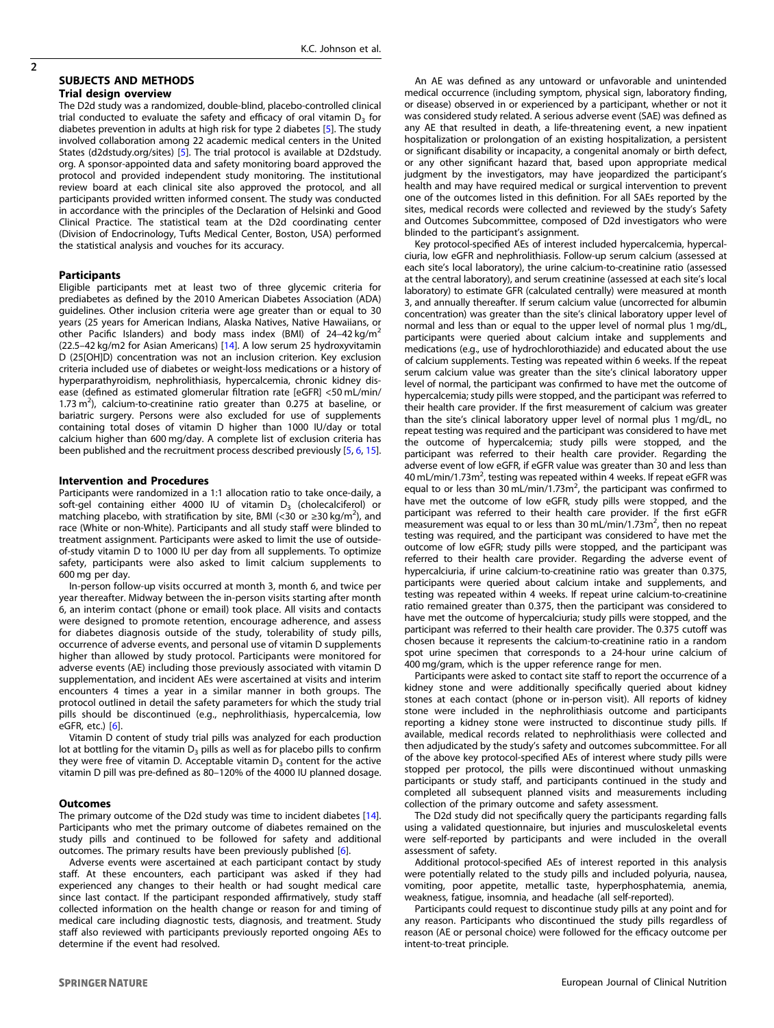## SUBJECTS AND METHODS

### Trial design overview

The D2d study was a randomized, double-blind, placebo-controlled clinical trial conducted to evaluate the safety and efficacy of oral vitamin $D_3$ for diabetes prevention in adults at high risk for type 2 diabetes [5]. The study involved collaboration among 22 academic medical centers in the United States (d2dstudy.org/sites) [5]. The trial protocol is available at D2dstudy.org. A sponsor-appointed data and safety monitoring board approved the protocol and provided independent study monitoring. The institutional review board at each clinical site also approved the protocol, and all participants provided written informed consent. The study was conducted in accordance with the principles of the Declaration of Helsinki and Good Clinical Practice. The statistical team at the D2d coordinating center (Division of Endocrinology, Tufts Medical Center, Boston, USA) performed the statistical analysis and vouches for its accuracy.

### Participants

Eligible participants met at least two of three glycemic criteria for prediabetes as defined by the 2010 American Diabetes Association (ADA) guidelines. Other inclusion criteria were age greater than or equal to 30 years (25 years for American Indians, Alaska Natives, Native Hawaiians, or other Pacific Islanders) and body mass index (BMI) of 24–42 kg/m$^2$ (22.5–42 kg/m2 for Asian Americans) [14]. A low serum 25 hydroxyvitamin D (25[OH]D) concentration was not an inclusion criterion. Key exclusion criteria included use of diabetes or weight-loss medications or a history of hyperparathyroidism, nephrolithiasis, hypercalcemia, chronic kidney disease (defined as estimated glomerular filtration rate [eGFR] <50 mL/min/ 1.73 m$^2$), calcium-to-creatinine ratio greater than 0.275 at baseline, or bariatric surgery. Persons were also excluded for use of supplements containing total doses of vitamin D higher than 1000 IU/day or total calcium higher than 600 mg/day. A complete list of exclusion criteria has been published and the recruitment process described previously [5, 6, 15].

### Intervention and Procedures

Participants were randomized in a 1:1 allocation ratio to take once-daily, a soft-gel containing either 4000 IU of vitamin $D_3$ (cholecalciferol) or matching placebo, with stratification by site, BMI (<30 or ≥30 kg/m$^2$), and race (White or non-White). Participants and all study staff were blinded to treatment assignment. Participants were asked to limit the use of outside-of-study vitamin D to 1000 IU per day from all supplements. To optimize safety, participants were also asked to limit calcium supplements to 600 mg per day.

In-person follow-up visits occurred at month 3, month 6, and twice per year thereafter. Midway between the in-person visits starting after month 6, an interim contact (phone or email) took place. All visits and contacts were designed to promote retention, encourage adherence, and assess for diabetes diagnosis outside of the study, tolerability of study pills, occurrence of adverse events, and personal use of vitamin D supplements higher than allowed by study protocol. Participants were monitored for adverse events (AE) including those previously associated with vitamin D supplementation, and incident AEs were ascertained at visits and interim encounters 4 times a year in a similar manner in both groups. The protocol outlined in detail the safety parameters for which the study trial pills should be discontinued (e.g., nephrolithiasis, hypercalcemia, low eGFR, etc.) [6].

Vitamin D content of study trial pills was analyzed for each production lot at bottling for the vitamin $D_3$ pills as well as for placebo pills to confirm they were free of vitamin D. Acceptable vitamin $D_3$ content for the active vitamin D pill was pre-defined as 80–120% of the 4000 IU planned dosage.

### Outcomes

The primary outcome of the D2d study was time to incident diabetes [14]. Participants who met the primary outcome of diabetes remained on the study pills and continued to be followed for safety and additional outcomes. The primary results have been previously published [6].

Adverse events were ascertained at each participant contact by study staff. At these encounters, each participant was asked if they had experienced any changes to their health or had sought medical care since last contact. If the participant responded affirmatively, study staff collected information on the health change or reason for and timing of medical care including diagnostic tests, diagnosis, and treatment. Study staff also reviewed with participants previously reported ongoing AEs to determine if the event had resolved.

An AE was defined as any untoward or unfavorable and unintended medical occurrence (including symptom, physical sign, laboratory finding, or disease) observed in or experienced by a participant, whether or not it was considered study related. A serious adverse event (SAE) was defined as any AE that resulted in death, a life-threatening event, a new inpatient hospitalization or prolongation of an existing hospitalization, a persistent or significant disability or incapacity, a congenital anomaly or birth defect, or any other significant hazard that, based upon appropriate medical judgment by the investigators, may have jeopardized the participant's health and may have required medical or surgical intervention to prevent one of the outcomes listed in this definition. For all SAEs reported by the sites, medical records were collected and reviewed by the study's Safety and Outcomes Subcommittee, composed of D2d investigators who were blinded to the participant's assignment.

Key protocol-specified AEs of interest included hypercalcemia, hypercalciuria, low eGFR and nephrolithiasis. Follow-up serum calcium (assessed at each site's local laboratory), the urine calcium-to-creatinine ratio (assessed at the central laboratory), and serum creatinine (assessed at each site's local laboratory) to estimate GFR (calculated centrally) were measured at month 3, and annually thereafter. If serum calcium value (uncorrected for albumin concentration) was greater than the site's clinical laboratory upper level of normal and less than or equal to the upper level of normal plus 1 mg/dL, participants were queried about calcium intake and supplements and medications (e.g., use of hydrochlorothiazide) and educated about the use of calcium supplements. Testing was repeated within 6 weeks. If the repeat serum calcium value was greater than the site's clinical laboratory upper level of normal, the participant was confirmed to have met the outcome of hypercalcemia; study pills were stopped, and the participant was referred to their health care provider. If the first measurement of calcium was greater than the site's clinical laboratory upper level of normal plus 1 mg/dL, no repeat testing was required and the participant was considered to have met the outcome of hypercalcemia; study pills were stopped, and the participant was referred to their health care provider. Regarding the adverse event of low eGFR, if eGFR value was greater than 30 and less than 40 mL/min/1.73m$^2$, testing was repeated within 4 weeks. If repeat eGFR was equal to or less than 30 mL/min/1.73m$^2$, the participant was confirmed to have met the outcome of low eGFR, study pills were stopped, and the participant was referred to their health care provider. If the first eGFR measurement was equal to or less than 30 mL/min/1.73m$^2$, then no repeat testing was required, and the participant was considered to have met the outcome of low eGFR; study pills were stopped, and the participant was referred to their health care provider. Regarding the adverse event of hypercalciuria, if urine calcium-to-creatinine ratio was greater than 0.375, participants were queried about calcium intake and supplements, and testing was repeated within 4 weeks. If repeat urine calcium-to-creatinine ratio remained greater than 0.375, then the participant was considered to have met the outcome of hypercalciuria; study pills were stopped, and the participant was referred to their health care provider. The 0.375 cutoff was chosen because it represents the calcium-to-creatinine ratio in a random spot urine specimen that corresponds to a 24-hour urine calcium of 400 mg/gram, which is the upper reference range for men.

Participants were asked to contact site staff to report the occurrence of a kidney stone and were additionally specifically queried about kidney stones at each contact (phone or in-person visit). All reports of kidney stone were included in the nephrolithiasis outcome and participants reporting a kidney stone were instructed to discontinue study pills. If available, medical records related to nephrolithiasis were collected and then adjudicated by the study's safety and outcomes subcommittee. For all of the above key protocol-specified AEs of interest where study pills were stopped per protocol, the pills were discontinued without unmasking participants or study staff, and participants continued in the study and completed all subsequent planned visits and measurements including collection of the primary outcome and safety assessment.

The D2d study did not specifically query the participants regarding falls using a validated questionnaire, but injuries and musculoskeletal events were self-reported by participants and were included in the overall assessment of safety.

Additional protocol-specified AEs of interest reported in this analysis were potentially related to the study pills and included polyuria, nausea, vomiting, poor appetite, metallic taste, hyperphosphatemia, anemia, weakness, fatigue, insomnia, and headache (all self-reported).

Participants could request to discontinue study pills at any point and for any reason. Participants who discontinued the study pills regardless of reason (AE or personal choice) were followed for the efficacy outcome per intent-to-treat principle.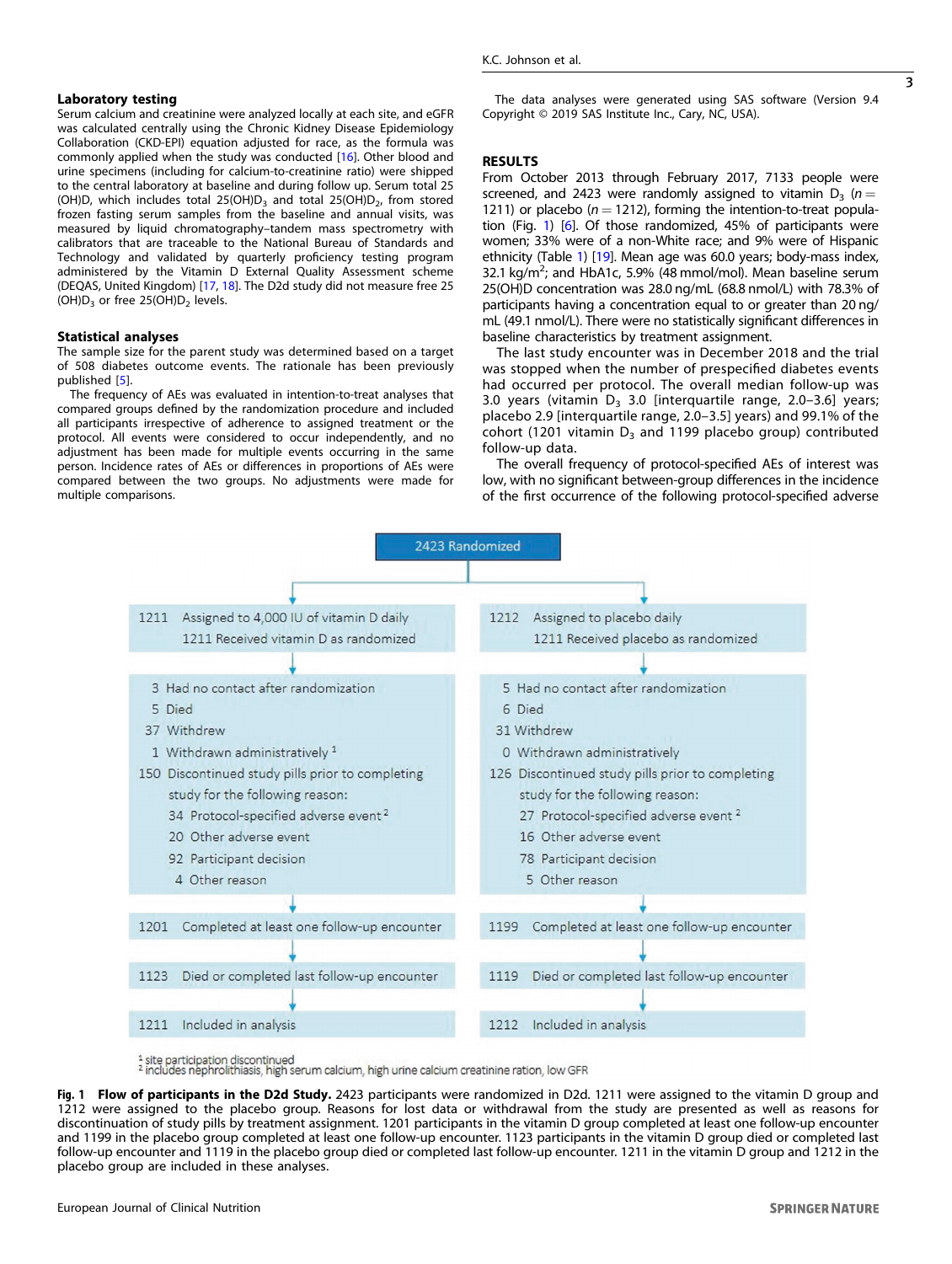### Laboratory testing

Serum calcium and creatinine were analyzed locally at each site, and eGFR was calculated centrally using the Chronic Kidney Disease Epidemiology Collaboration (CKD-EPI) equation adjusted for race, as the formula was commonly applied when the study was conducted [16]. Other blood and urine specimens (including for calcium-to-creatinine ratio) were shipped to the central laboratory at baseline and during follow up. Serum total 25 (OH)D, which includes total 25(OH)$D_3$ and total 25(OH)$D_2$, from stored frozen fasting serum samples from the baseline and annual visits, was measured by liquid chromatography–tandem mass spectrometry with calibrators that are traceable to the National Bureau of Standards and Technology and validated by quarterly proficiency testing program administered by the Vitamin D External Quality Assessment scheme (DEQAS, United Kingdom) [17, 18]. The D2d study did not measure free 25 (OH)$D_3$ or free 25(OH)$D_2$ levels.

### Statistical analyses

The sample size for the parent study was determined based on a target of 508 diabetes outcome events. The rationale has been previously published [5].

The frequency of AEs was evaluated in intention-to-treat analyses that compared groups defined by the randomization procedure and included all participants irrespective of adherence to assigned treatment or the protocol. All events were considered to occur independently, and no adjustment has been made for multiple events occurring in the same person. Incidence rates of AEs or differences in proportions of AEs were compared between the two groups. No adjustments were made for multiple comparisons.

The data analyses were generated using SAS software (Version 9.4 Copyright © 2019 SAS Institute Inc., Cary, NC, USA).

## RESULTS

From October 2013 through February 2017, 7133 people were screened, and 2423 were randomly assigned to vitamin $D_3$ ($n = 1211$) or placebo ($n = 1212$), forming the intention-to-treat population (Fig. 1) [6]. Of those randomized, 45% of participants were women; 33% were of a non-White race; and 9% were of Hispanic ethnicity (Table 1) [19]. Mean age was 60.0 years; body-mass index, 32.1 kg/$m^2$; and HbA1c, 5.9% (48 mmol/mol). Mean baseline serum 25(OH)D concentration was 28.0 ng/mL (68.8 nmol/L) with 78.3% of participants having a concentration equal to or greater than 20 ng/mL (49.1 nmol/L). There were no statistically significant differences in baseline characteristics by treatment assignment.

The last study encounter was in December 2018 and the trial was stopped when the number of prespecified diabetes events had occurred per protocol. The overall median follow-up was 3.0 years (vitamin $D_3$ 3.0 [interquartile range, 2.0–3.6] years; placebo 2.9 [interquartile range, 2.0–3.5] years) and 99.1% of the cohort (1201 vitamin $D_3$ and 1199 placebo group) contributed follow-up data.

The overall frequency of protocol-specified AEs of interest was low, with no significant between-group differences in the incidence of the first occurrence of the following protocol-specified adverse

2423 Randomized

| Vitamin D | Placebo |
|---|---|
| 1211 Assigned to 4,000 IU of vitamin D daily<br>1211 Received vitamin D as randomized | 1212 Assigned to placebo daily<br>1211 Received placebo as randomized |
| 3 Had no contact after randomization<br>5 Died<br>37 Withdrew<br>1 Withdrawn administratively [1]<br>150 Discontinued study pills prior to completing study for the following reason:<br>34 Protocol-specified adverse event [2]<br>20 Other adverse event<br>92 Participant decision<br>4 Other reason | 5 Had no contact after randomization<br>6 Died<br>31 Withdrew<br>0 Withdrawn administratively<br>126 Discontinued study pills prior to completing study for the following reason:<br>27 Protocol-specified adverse event [2]<br>16 Other adverse event<br>78 Participant decision<br>5 Other reason |
| 1201 Completed at least one follow-up encounter | 1199 Completed at least one follow-up encounter |
| 1123 Died or completed last follow-up encounter | 1119 Died or completed last follow-up encounter |
| 1211 Included in analysis | 1212 Included in analysis |

[1] site participation discontinued
[2] includes nephrolithiasis, high serum calcium, high urine calcium creatinine ration, low GFR

**Fig. 1 Flow of participants in the D2d Study.** 2423 participants were randomized in D2d. 1211 were assigned to the vitamin D group and 1212 were assigned to the placebo group. Reasons for lost data or withdrawal from the study are presented as well as reasons for discontinuation of study pills by treatment assignment. 1201 participants in the vitamin D group completed at least one follow-up encounter and 1199 in the placebo group completed at least one follow-up encounter. 1123 participants in the vitamin D group died or completed last follow-up encounter and 1119 in the placebo group died or completed last follow-up encounter. 1211 in the vitamin D group and 1212 in the placebo group are included in these analyses.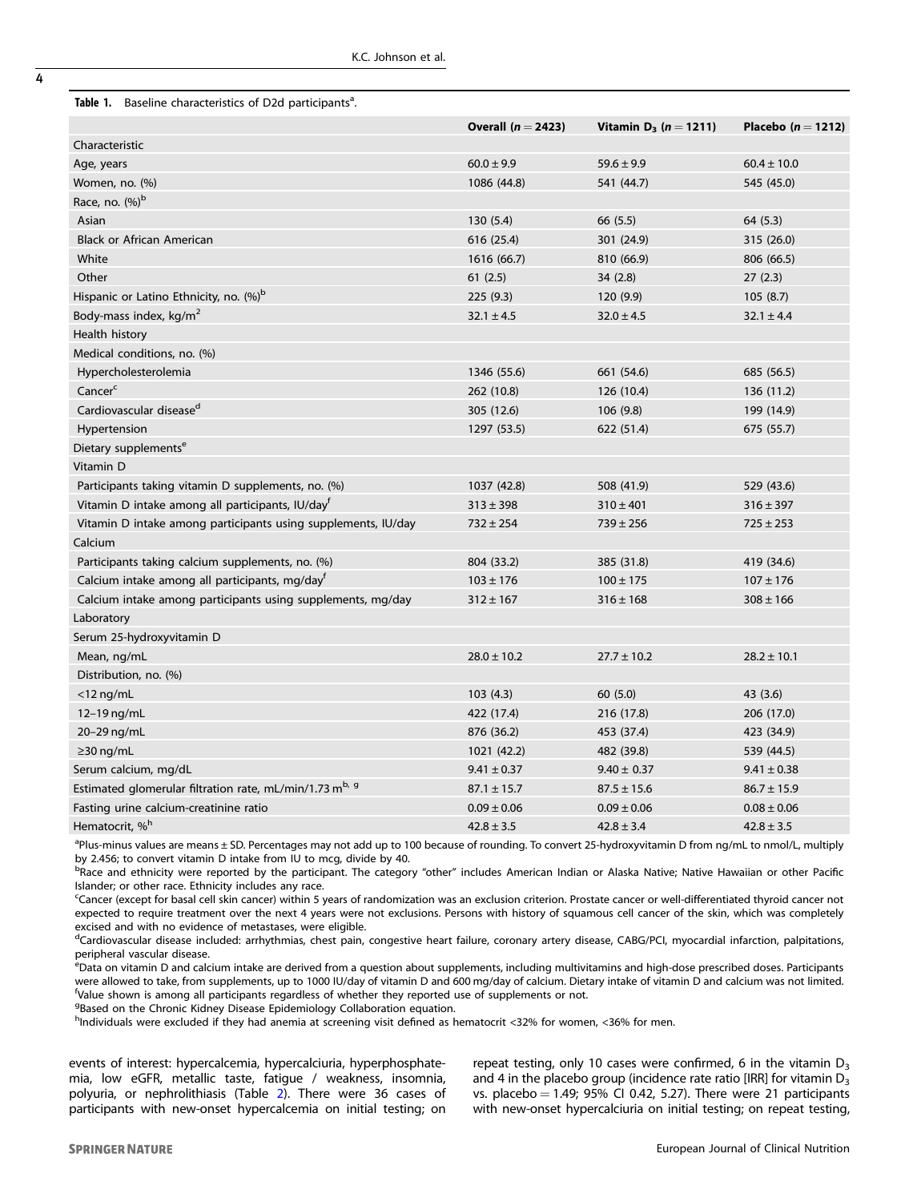**Table 1.** Baseline characteristics of D2d participants[a].

| | Overall ($n = 2423$) | Vitamin $D_3$ ($n = 1211$) | Placebo ($n = 1212$) |
|---|---|---|---|
| Characteristic | | | |
| Age, years | 60.0 ± 9.9 | 59.6 ± 9.9 | 60.4 ± 10.0 |
| Women, no. (%) | 1086 (44.8) | 541 (44.7) | 545 (45.0) |
| Race, no. (%)[b] | | | |
| Asian | 130 (5.4) | 66 (5.5) | 64 (5.3) |
| Black or African American | 616 (25.4) | 301 (24.9) | 315 (26.0) |
| White | 1616 (66.7) | 810 (66.9) | 806 (66.5) |
| Other | 61 (2.5) | 34 (2.8) | 27 (2.3) |
| Hispanic or Latino Ethnicity, no. (%)[b] | 225 (9.3) | 120 (9.9) | 105 (8.7) |
| Body-mass index, kg/m$^2$ | 32.1 ± 4.5 | 32.0 ± 4.5 | 32.1 ± 4.4 |
| Health history | | | |
| Medical conditions, no. (%) | | | |
| Hypercholesterolemia | 1346 (55.6) | 661 (54.6) | 685 (56.5) |
| Cancer[c] | 262 (10.8) | 126 (10.4) | 136 (11.2) |
| Cardiovascular disease[d] | 305 (12.6) | 106 (9.8) | 199 (14.9) |
| Hypertension | 1297 (53.5) | 622 (51.4) | 675 (55.7) |
| Dietary supplements[e] | | | |
| Vitamin D | | | |
| Participants taking vitamin D supplements, no. (%) | 1037 (42.8) | 508 (41.9) | 529 (43.6) |
| Vitamin D intake among all participants, IU/day[f] | 313 ± 398 | 310 ± 401 | 316 ± 397 |
| Vitamin D intake among participants using supplements, IU/day | 732 ± 254 | 739 ± 256 | 725 ± 253 |
| Calcium | | | |
| Participants taking calcium supplements, no. (%) | 804 (33.2) | 385 (31.8) | 419 (34.6) |
| Calcium intake among all participants, mg/day[f] | 103 ± 176 | 100 ± 175 | 107 ± 176 |
| Calcium intake among participants using supplements, mg/day | 312 ± 167 | 316 ± 168 | 308 ± 166 |
| Laboratory | | | |
| Serum 25-hydroxyvitamin D | | | |
| Mean, ng/mL | 28.0 ± 10.2 | 27.7 ± 10.2 | 28.2 ± 10.1 |
| Distribution, no. (%) | | | |
| <12 ng/mL | 103 (4.3) | 60 (5.0) | 43 (3.6) |
| 12–19 ng/mL | 422 (17.4) | 216 (17.8) | 206 (17.0) |
| 20–29 ng/mL | 876 (36.2) | 453 (37.4) | 423 (34.9) |
| ≥30 ng/mL | 1021 (42.2) | 482 (39.8) | 539 (44.5) |
| Serum calcium, mg/dL | 9.41 ± 0.37 | 9.40 ± 0.37 | 9.41 ± 0.38 |
| Estimated glomerular filtration rate, mL/min/1.73 m$^2$ [b, g] | 87.1 ± 15.7 | 87.5 ± 15.6 | 86.7 ± 15.9 |
| Fasting urine calcium-creatinine ratio | 0.09 ± 0.06 | 0.09 ± 0.06 | 0.08 ± 0.06 |
| Hematocrit, %[h] | 42.8 ± 3.5 | 42.8 ± 3.4 | 42.8 ± 3.5 |

[a]Plus-minus values are means ± SD. Percentages may not add up to 100 because of rounding. To convert 25-hydroxyvitamin D from ng/mL to nmol/L, multiply by 2.456; to convert vitamin D intake from IU to mcg, divide by 40.

[b]Race and ethnicity were reported by the participant. The category "other" includes American Indian or Alaska Native; Native Hawaiian or other Pacific Islander; or other race. Ethnicity includes any race.

[c]Cancer (except for basal cell skin cancer) within 5 years of randomization was an exclusion criterion. Prostate cancer or well-differentiated thyroid cancer not expected to require treatment over the next 4 years were not exclusions. Persons with history of squamous cell cancer of the skin, which was completely excised and with no evidence of metastases, were eligible.

[d]Cardiovascular disease included: arrhythmias, chest pain, congestive heart failure, coronary artery disease, CABG/PCI, myocardial infarction, palpitations, peripheral vascular disease.

[e]Data on vitamin D and calcium intake are derived from a question about supplements, including multivitamins and high-dose prescribed doses. Participants were allowed to take, from supplements, up to 1000 IU/day of vitamin D and 600 mg/day of calcium. Dietary intake of vitamin D and calcium was not limited.

[f]Value shown is among all participants regardless of whether they reported use of supplements or not.

[g]Based on the Chronic Kidney Disease Epidemiology Collaboration equation.

[h]Individuals were excluded if they had anemia at screening visit defined as hematocrit <32% for women, <36% for men.

events of interest: hypercalcemia, hypercalciuria, hyperphosphatemia, low eGFR, metallic taste, fatigue / weakness, insomnia, polyuria, or nephrolithiasis (Table 2). There were 36 cases of participants with new-onset hypercalcemia on initial testing; on repeat testing, only 10 cases were confirmed, 6 in the vitamin $D_3$ and 4 in the placebo group (incidence rate ratio [IRR] for vitamin $D_3$ vs. placebo = 1.49; 95% CI 0.42, 5.27). There were 21 participants with new-onset hypercalciuria on initial testing; on repeat testing,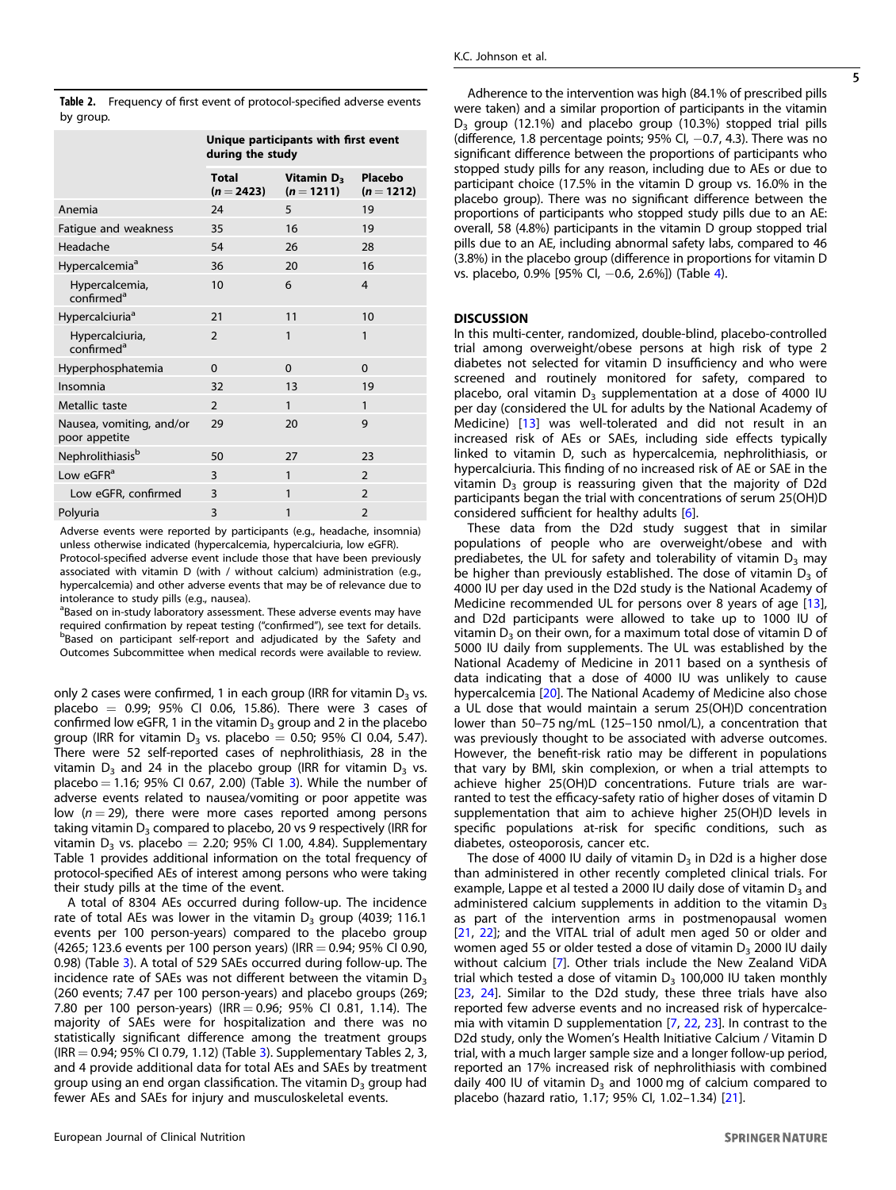**Table 2.** Frequency of first event of protocol-specified adverse events by group.

| | Unique participants with first event during the study | | |
|---|---|---|---|
| | Total (n = 2423) | Vitamin $D_3$ (n = 1211) | Placebo (n = 1212) |
| Anemia | 24 | 5 | 19 |
| Fatigue and weakness | 35 | 16 | 19 |
| Headache | 54 | 26 | 28 |
| Hypercalcemia[a] | 36 | 20 | 16 |
| Hypercalcemia, confirmed[a] | 10 | 6 | 4 |
| Hypercalciuria[a] | 21 | 11 | 10 |
| Hypercalciuria, confirmed[a] | 2 | 1 | 1 |
| Hyperphosphatemia | 0 | 0 | 0 |
| Insomnia | 32 | 13 | 19 |
| Metallic taste | 2 | 1 | 1 |
| Nausea, vomiting, and/or poor appetite | 29 | 20 | 9 |
| Nephrolithiasis[b] | 50 | 27 | 23 |
| Low eGFR[a] | 3 | 1 | 2 |
| Low eGFR, confirmed | 3 | 1 | 2 |
| Polyuria | 3 | 1 | 2 |

Adverse events were reported by participants (e.g., headache, insomnia) unless otherwise indicated (hypercalcemia, hypercalciuria, low eGFR). Protocol-specified adverse event include those that have been previously associated with vitamin D (with / without calcium) administration (e.g., hypercalcemia) and other adverse events that may be of relevance due to intolerance to study pills (e.g., nausea).

[a]Based on in-study laboratory assessment. These adverse events may have required confirmation by repeat testing ("confirmed"), see text for details.

[b]Based on participant self-report and adjudicated by the Safety and Outcomes Subcommittee when medical records were available to review.

only 2 cases were confirmed, 1 in each group (IRR for vitamin $D_3$ vs. placebo = 0.99; 95% CI 0.06, 15.86). There were 3 cases of confirmed low eGFR, 1 in the vitamin $D_3$ group and 2 in the placebo group (IRR for vitamin $D_3$ vs. placebo = 0.50; 95% CI 0.04, 5.47). There were 52 self-reported cases of nephrolithiasis, 28 in the vitamin $D_3$ and 24 in the placebo group (IRR for vitamin $D_3$ vs. placebo = 1.16; 95% CI 0.67, 2.00) (Table 3). While the number of adverse events related to nausea/vomiting or poor appetite was low (n = 29), there were more cases reported among persons taking vitamin $D_3$ compared to placebo, 20 vs 9 respectively (IRR for vitamin $D_3$ vs. placebo = 2.20; 95% CI 1.00, 4.84). Supplementary Table 1 provides additional information on the total frequency of protocol-specified AEs of interest among persons who were taking their study pills at the time of the event.

A total of 8304 AEs occurred during follow-up. The incidence rate of total AEs was lower in the vitamin $D_3$ group (4039; 116.1 events per 100 person-years) compared to the placebo group (4265; 123.6 events per 100 person years) (IRR = 0.94; 95% CI 0.90, 0.98) (Table 3). A total of 529 SAEs occurred during follow-up. The incidence rate of SAEs was not different between the vitamin $D_3$ (260 events; 7.47 per 100 person-years) and placebo groups (269; 7.80 per 100 person-years) (IRR = 0.96; 95% CI 0.81, 1.14). The majority of SAEs were for hospitalization and there was no statistically significant difference among the treatment groups (IRR = 0.94; 95% CI 0.79, 1.12) (Table 3). Supplementary Tables 2, 3, and 4 provide additional data for total AEs and SAEs by treatment group using an end organ classification. The vitamin $D_3$ group had fewer AEs and SAEs for injury and musculoskeletal events.

Adherence to the intervention was high (84.1% of prescribed pills were taken) and a similar proportion of participants in the vitamin $D_3$ group (12.1%) and placebo group (10.3%) stopped trial pills (difference, 1.8 percentage points; 95% CI, −0.7, 4.3). There was no significant difference between the proportions of participants who stopped study pills for any reason, including due to AEs or due to participant choice (17.5% in the vitamin D group vs. 16.0% in the placebo group). There was no significant difference between the proportions of participants who stopped study pills due to an AE: overall, 58 (4.8%) participants in the vitamin D group stopped trial pills due to an AE, including abnormal safety labs, compared to 46 (3.8%) in the placebo group (difference in proportions for vitamin D vs. placebo, 0.9% [95% CI, −0.6, 2.6%]) (Table 4).

## DISCUSSION

In this multi-center, randomized, double-blind, placebo-controlled trial among overweight/obese persons at high risk of type 2 diabetes not selected for vitamin D insufficiency and who were screened and routinely monitored for safety, compared to placebo, oral vitamin $D_3$ supplementation at a dose of 4000 IU per day (considered the UL for adults by the National Academy of Medicine) [13] was well-tolerated and did not result in an increased risk of AEs or SAEs, including side effects typically linked to vitamin D, such as hypercalcemia, nephrolithiasis, or hypercalciuria. This finding of no increased risk of AE or SAE in the vitamin $D_3$ group is reassuring given that the majority of D2d participants began the trial with concentrations of serum 25(OH)D considered sufficient for healthy adults [6].

These data from the D2d study suggest that in similar populations of people who are overweight/obese and with prediabetes, the UL for safety and tolerability of vitamin $D_3$ may be higher than previously established. The dose of vitamin $D_3$ of 4000 IU per day used in the D2d study is the National Academy of Medicine recommended UL for persons over 8 years of age [13], and D2d participants were allowed to take up to 1000 IU of vitamin $D_3$ on their own, for a maximum total dose of vitamin D of 5000 IU daily from supplements. The UL was established by the National Academy of Medicine in 2011 based on a synthesis of data indicating that a dose of 4000 IU was unlikely to cause hypercalcemia [20]. The National Academy of Medicine also chose a UL dose that would maintain a serum 25(OH)D concentration lower than 50–75 ng/mL (125–150 nmol/L), a concentration that was previously thought to be associated with adverse outcomes. However, the benefit-risk ratio may be different in populations that vary by BMI, skin complexion, or when a trial attempts to achieve higher 25(OH)D concentrations. Future trials are warranted to test the efficacy-safety ratio of higher doses of vitamin D supplementation that aim to achieve higher 25(OH)D levels in specific populations at-risk for specific conditions, such as diabetes, osteoporosis, cancer etc.

The dose of 4000 IU daily of vitamin $D_3$ in D2d is a higher dose than administered in other recently completed clinical trials. For example, Lappe et al tested a 2000 IU daily dose of vitamin $D_3$ and administered calcium supplements in addition to the vitamin $D_3$ as part of the intervention arms in postmenopausal women [21, 22]; and the VITAL trial of adult men aged 50 or older and women aged 55 or older tested a dose of vitamin $D_3$ 2000 IU daily without calcium [7]. Other trials include the New Zealand ViDA trial which tested a dose of vitamin $D_3$ 100,000 IU taken monthly [23, 24]. Similar to the D2d study, these three trials have also reported few adverse events and no increased risk of hypercalcemia with vitamin D supplementation [7, 22, 23]. In contrast to the D2d study, only the Women's Health Initiative Calcium / Vitamin D trial, with a much larger sample size and a longer follow-up period, reported an 17% increased risk of nephrolithiasis with combined daily 400 IU of vitamin $D_3$ and 1000 mg of calcium compared to placebo (hazard ratio, 1.17; 95% CI, 1.02–1.34) [21].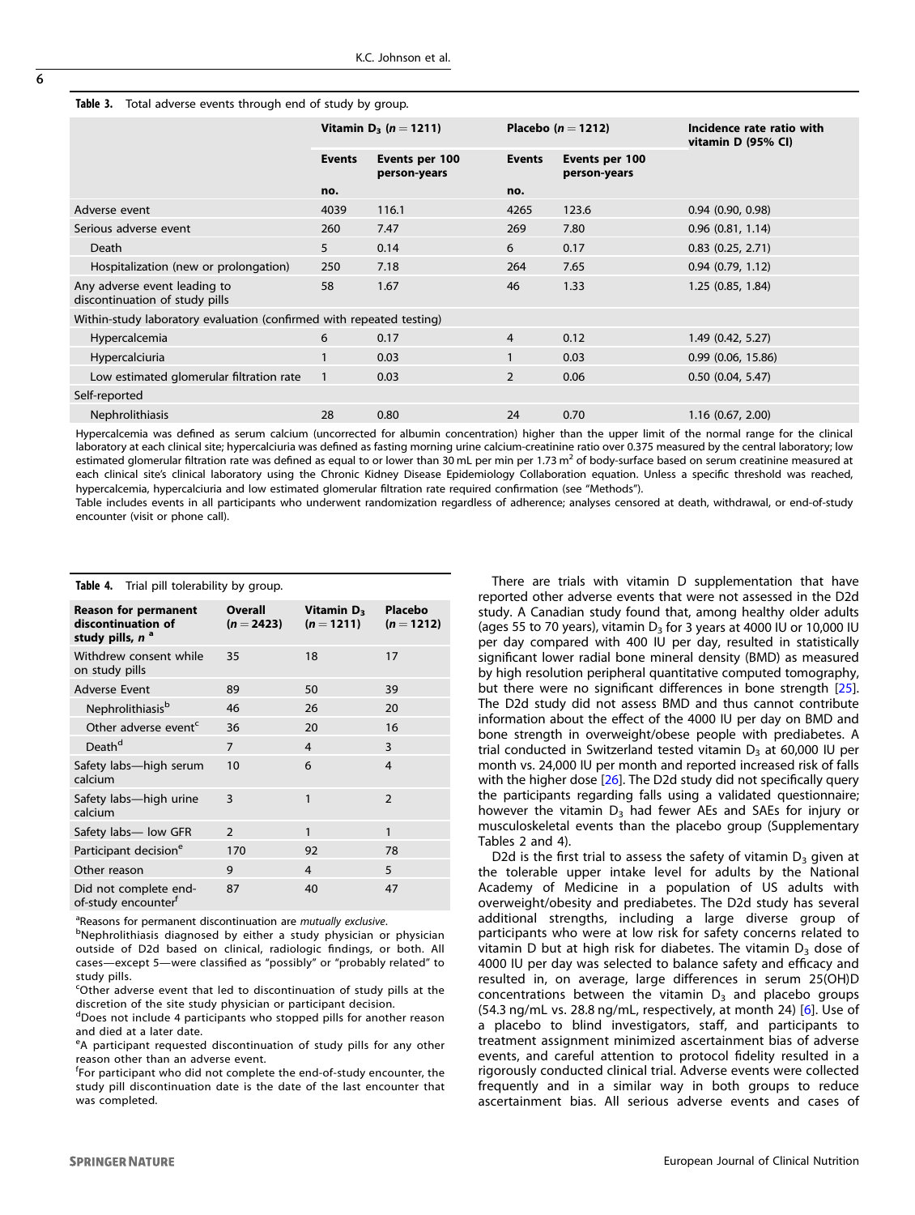**Table 3.** Total adverse events through end of study by group.

| | Vitamin $D_3$ ($n = 1211$) | | Placebo ($n = 1212$) | | Incidence rate ratio with vitamin D (95% CI) |
|---|---|---|---|---|---|
| | Events | Events per 100 person-years | Events | Events per 100 person-years | |
| | no. | | no. | | |
| Adverse event | 4039 | 116.1 | 4265 | 123.6 | 0.94 (0.90, 0.98) |
| Serious adverse event | 260 | 7.47 | 269 | 7.80 | 0.96 (0.81, 1.14) |
| Death | 5 | 0.14 | 6 | 0.17 | 0.83 (0.25, 2.71) |
| Hospitalization (new or prolongation) | 250 | 7.18 | 264 | 7.65 | 0.94 (0.79, 1.12) |
| Any adverse event leading to discontinuation of study pills | 58 | 1.67 | 46 | 1.33 | 1.25 (0.85, 1.84) |
| Within-study laboratory evaluation (confirmed with repeated testing) | | | | | |
| Hypercalcemia | 6 | 0.17 | 4 | 0.12 | 1.49 (0.42, 5.27) |
| Hypercalciuria | 1 | 0.03 | 1 | 0.03 | 0.99 (0.06, 15.86) |
| Low estimated glomerular filtration rate | 1 | 0.03 | 2 | 0.06 | 0.50 (0.04, 5.47) |
| Self-reported | | | | | |
| Nephrolithiasis | 28 | 0.80 | 24 | 0.70 | 1.16 (0.67, 2.00) |

Hypercalcemia was defined as serum calcium (uncorrected for albumin concentration) higher than the upper limit of the normal range for the clinical laboratory at each clinical site; hypercalciuria was defined as fasting morning urine calcium-creatinine ratio over 0.375 measured by the central laboratory; low estimated glomerular filtration rate was defined as equal to or lower than 30 mL per min per 1.73 $m^2$ of body-surface based on serum creatinine measured at each clinical site's clinical laboratory using the Chronic Kidney Disease Epidemiology Collaboration equation. Unless a specific threshold was reached, hypercalcemia, hypercalciuria and low estimated glomerular filtration rate required confirmation (see "Methods").

Table includes events in all participants who underwent randomization regardless of adherence; analyses censored at death, withdrawal, or end-of-study encounter (visit or phone call).

**Table 4.** Trial pill tolerability by group.

| Reason for permanent discontinuation of study pills, $n$ [a] | Overall ($n = 2423$) | Vitamin $D_3$ ($n = 1211$) | Placebo ($n = 1212$) |
|---|---|---|---|
| Withdrew consent while on study pills | 35 | 18 | 17 |
| Adverse Event | 89 | 50 | 39 |
| Nephrolithiasis[b] | 46 | 26 | 20 |
| Other adverse event[c] | 36 | 20 | 16 |
| Death[d] | 7 | 4 | 3 |
| Safety labs—high serum calcium | 10 | 6 | 4 |
| Safety labs—high urine calcium | 3 | 1 | 2 |
| Safety labs— low GFR | 2 | 1 | 1 |
| Participant decision[e] | 170 | 92 | 78 |
| Other reason | 9 | 4 | 5 |
| Did not complete end-of-study encounter[f] | 87 | 40 | 47 |

[a]Reasons for permanent discontinuation are *mutually exclusive*.
[b]Nephrolithiasis diagnosed by either a study physician or physician outside of D2d based on clinical, radiologic findings, or both. All cases—except 5—were classified as "possibly" or "probably related" to study pills.
[c]Other adverse event that led to discontinuation of study pills at the discretion of the site study physician or participant decision.
[d]Does not include 4 participants who stopped pills for another reason and died at a later date.
[e]A participant requested discontinuation of study pills for any other reason other than an adverse event.
[f]For participant who did not complete the end-of-study encounter, the study pill discontinuation date is the date of the last encounter that was completed.

There are trials with vitamin D supplementation that have reported other adverse events that were not assessed in the D2d study. A Canadian study found that, among healthy older adults (ages 55 to 70 years), vitamin $D_3$ for 3 years at 4000 IU or 10,000 IU per day compared with 400 IU per day, resulted in statistically significant lower radial bone mineral density (BMD) as measured by high resolution peripheral quantitative computed tomography, but there were no significant differences in bone strength [25]. The D2d study did not assess BMD and thus cannot contribute information about the effect of the 4000 IU per day on BMD and bone strength in overweight/obese people with prediabetes. A trial conducted in Switzerland tested vitamin $D_3$ at 60,000 IU per month vs. 24,000 IU per month and reported increased risk of falls with the higher dose [26]. The D2d study did not specifically query the participants regarding falls using a validated questionnaire; however the vitamin $D_3$ had fewer AEs and SAEs for injury or musculoskeletal events than the placebo group (Supplementary Tables 2 and 4).

D2d is the first trial to assess the safety of vitamin $D_3$ given at the tolerable upper intake level for adults by the National Academy of Medicine in a population of US adults with overweight/obesity and prediabetes. The D2d study has several additional strengths, including a large diverse group of participants who were at low risk for safety concerns related to vitamin D but at high risk for diabetes. The vitamin $D_3$ dose of 4000 IU per day was selected to balance safety and efficacy and resulted in, on average, large differences in serum 25(OH)D concentrations between the vitamin $D_3$ and placebo groups (54.3 ng/mL vs. 28.8 ng/mL, respectively, at month 24) [6]. Use of a placebo to blind investigators, staff, and participants to treatment assignment minimized ascertainment bias of adverse events, and careful attention to protocol fidelity resulted in a rigorously conducted clinical trial. Adverse events were collected frequently and in a similar way in both groups to reduce ascertainment bias. All serious adverse events and cases of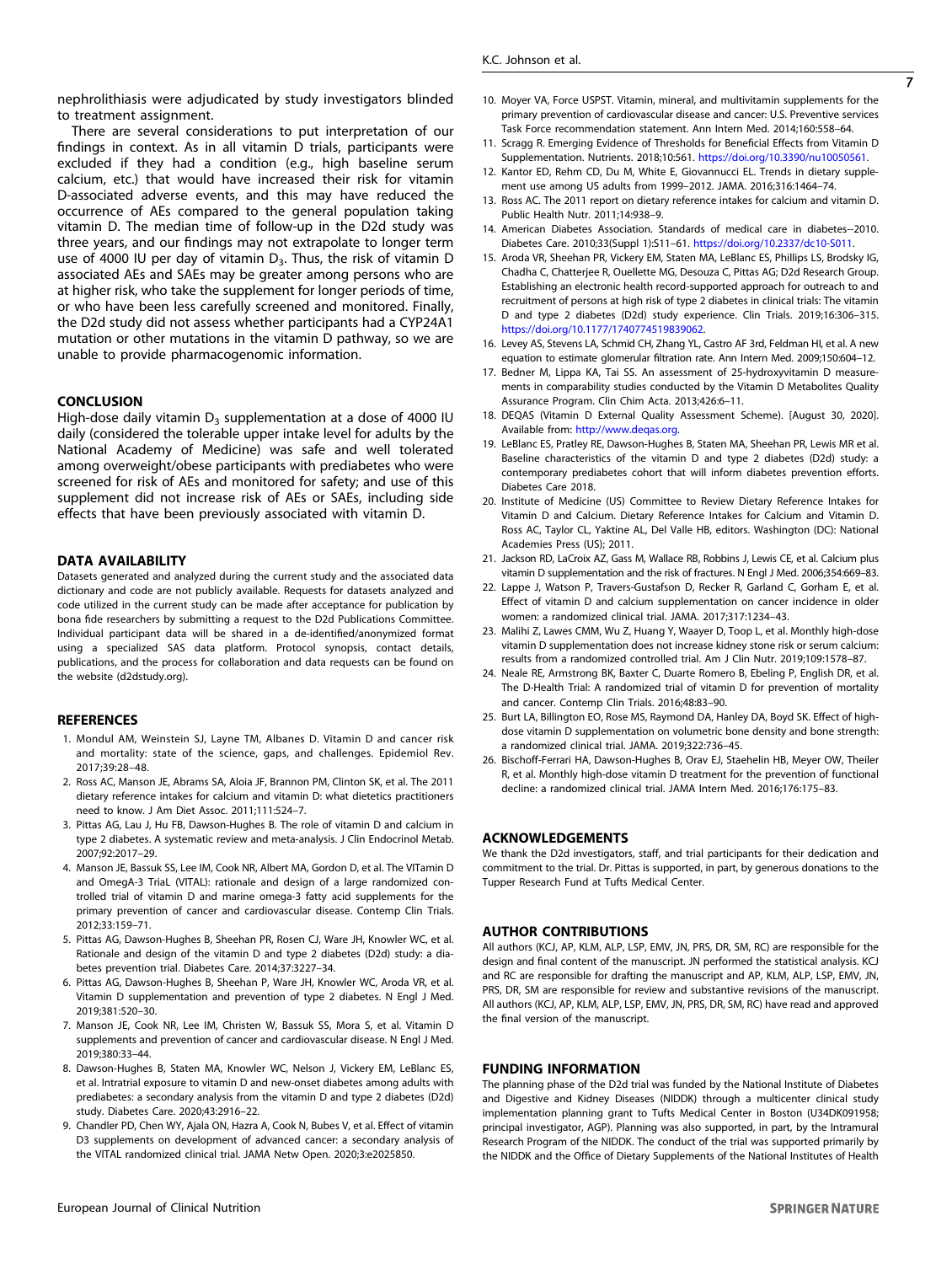nephrolithiasis were adjudicated by study investigators blinded to treatment assignment.

There are several considerations to put interpretation of our findings in context. As in all vitamin D trials, participants were excluded if they had a condition (e.g., high baseline serum calcium, etc.) that would have increased their risk for vitamin D-associated adverse events, and this may have reduced the occurrence of AEs compared to the general population taking vitamin D. The median time of follow-up in the D2d study was three years, and our findings may not extrapolate to longer term use of 4000 IU per day of vitamin $D_3$. Thus, the risk of vitamin D associated AEs and SAEs may be greater among persons who are at higher risk, who take the supplement for longer periods of time, or who have been less carefully screened and monitored. Finally, the D2d study did not assess whether participants had a CYP24A1 mutation or other mutations in the vitamin D pathway, so we are unable to provide pharmacogenomic information.

## CONCLUSION

High-dose daily vitamin $D_3$ supplementation at a dose of 4000 IU daily (considered the tolerable upper intake level for adults by the National Academy of Medicine) was safe and well tolerated among overweight/obese participants with prediabetes who were screened for risk of AEs and monitored for safety; and use of this supplement did not increase risk of AEs or SAEs, including side effects that have been previously associated with vitamin D.

## DATA AVAILABILITY

Datasets generated and analyzed during the current study and the associated data dictionary and code are not publicly available. Requests for datasets analyzed and code utilized in the current study can be made after acceptance for publication by bona fide researchers by submitting a request to the D2d Publications Committee. Individual participant data will be shared in a de-identified/anonymized format using a specialized SAS data platform. Protocol synopsis, contact details, publications, and the process for collaboration and data requests can be found on the website (d2dstudy.org).

## REFERENCES

1. Mondul AM, Weinstein SJ, Layne TM, Albanes D. Vitamin D and cancer risk and mortality: state of the science, gaps, and challenges. Epidemiol Rev. 2017;39:28–48.
2. Ross AC, Manson JE, Abrams SA, Aloia JF, Brannon PM, Clinton SK, et al. The 2011 dietary reference intakes for calcium and vitamin D: what dietetics practitioners need to know. J Am Diet Assoc. 2011;111:524–7.
3. Pittas AG, Lau J, Hu FB, Dawson-Hughes B. The role of vitamin D and calcium in type 2 diabetes. A systematic review and meta-analysis. J Clin Endocrinol Metab. 2007;92:2017–29.
4. Manson JE, Bassuk SS, Lee IM, Cook NR, Albert MA, Gordon D, et al. The VITamin D and OmegA-3 TriaL (VITAL): rationale and design of a large randomized controlled trial of vitamin D and marine omega-3 fatty acid supplements for the primary prevention of cancer and cardiovascular disease. Contemp Clin Trials. 2012;33:159–71.
5. Pittas AG, Dawson-Hughes B, Sheehan PR, Rosen CJ, Ware JH, Knowler WC, et al. Rationale and design of the vitamin D and type 2 diabetes (D2d) study: a diabetes prevention trial. Diabetes Care. 2014;37:3227–34.
6. Pittas AG, Dawson-Hughes B, Sheehan P, Ware JH, Knowler WC, Aroda VR, et al. Vitamin D supplementation and prevention of type 2 diabetes. N Engl J Med. 2019;381:520–30.
7. Manson JE, Cook NR, Lee IM, Christen W, Bassuk SS, Mora S, et al. Vitamin D supplements and prevention of cancer and cardiovascular disease. N Engl J Med. 2019;380:33–44.
8. Dawson-Hughes B, Staten MA, Knowler WC, Nelson J, Vickery EM, LeBlanc ES, et al. Intratrial exposure to vitamin D and new-onset diabetes among adults with prediabetes: a secondary analysis from the vitamin D and type 2 diabetes (D2d) study. Diabetes Care. 2020;43:2916–22.
9. Chandler PD, Chen WY, Ajala ON, Hazra A, Cook N, Bubes V, et al. Effect of vitamin D3 supplements on development of advanced cancer: a secondary analysis of the VITAL randomized clinical trial. JAMA Netw Open. 2020;3:e2025850.
10. Moyer VA, Force USPST. Vitamin, mineral, and multivitamin supplements for the primary prevention of cardiovascular disease and cancer: U.S. Preventive services Task Force recommendation statement. Ann Intern Med. 2014;160:558–64.
11. Scragg R. Emerging Evidence of Thresholds for Beneficial Effects from Vitamin D Supplementation. Nutrients. 2018;10:561. https://doi.org/10.3390/nu10050561.
12. Kantor ED, Rehm CD, Du M, White E, Giovannucci EL. Trends in dietary supplement use among US adults from 1999–2012. JAMA. 2016;316:1464–74.
13. Ross AC. The 2011 report on dietary reference intakes for calcium and vitamin D. Public Health Nutr. 2011;14:938–9.
14. American Diabetes Association. Standards of medical care in diabetes--2010. Diabetes Care. 2010;33(Suppl 1):S11–61. https://doi.org/10.2337/dc10-S011.
15. Aroda VR, Sheehan PR, Vickery EM, Staten MA, LeBlanc ES, Phillips LS, Brodsky IG, Chadha C, Chatterjee R, Ouellette MG, Desouza C, Pittas AG; D2d Research Group. Establishing an electronic health record-supported approach for outreach to and recruitment of persons at high risk of type 2 diabetes in clinical trials: The vitamin D and type 2 diabetes (D2d) study experience. Clin Trials. 2019;16:306–315. https://doi.org/10.1177/1740774519839062.
16. Levey AS, Stevens LA, Schmid CH, Zhang YL, Castro AF 3rd, Feldman HI, et al. A new equation to estimate glomerular filtration rate. Ann Intern Med. 2009;150:604–12.
17. Bedner M, Lippa KA, Tai SS. An assessment of 25-hydroxyvitamin D measurements in comparability studies conducted by the Vitamin D Metabolites Quality Assurance Program. Clin Chim Acta. 2013;426:6–11.
18. DEQAS (Vitamin D External Quality Assessment Scheme). [August 30, 2020]. Available from: http://www.deqas.org.
19. LeBlanc ES, Pratley RE, Dawson-Hughes B, Staten MA, Sheehan PR, Lewis MR et al. Baseline characteristics of the vitamin D and type 2 diabetes (D2d) study: a contemporary prediabetes cohort that will inform diabetes prevention efforts. Diabetes Care 2018.
20. Institute of Medicine (US) Committee to Review Dietary Reference Intakes for Vitamin D and Calcium. Dietary Reference Intakes for Calcium and Vitamin D. Ross AC, Taylor CL, Yaktine AL, Del Valle HB, editors. Washington (DC): National Academies Press (US); 2011.
21. Jackson RD, LaCroix AZ, Gass M, Wallace RB, Robbins J, Lewis CE, et al. Calcium plus vitamin D supplementation and the risk of fractures. N Engl J Med. 2006;354:669–83.
22. Lappe J, Watson P, Travers-Gustafson D, Recker R, Garland C, Gorham E, et al. Effect of vitamin D and calcium supplementation on cancer incidence in older women: a randomized clinical trial. JAMA. 2017;317:1234–43.
23. Malihi Z, Lawes CMM, Wu Z, Huang Y, Waayer D, Toop L, et al. Monthly high-dose vitamin D supplementation does not increase kidney stone risk or serum calcium: results from a randomized controlled trial. Am J Clin Nutr. 2019;109:1578–87.
24. Neale RE, Armstrong BK, Baxter C, Duarte Romero B, Ebeling P, English DR, et al. The D-Health Trial: A randomized trial of vitamin D for prevention of mortality and cancer. Contemp Clin Trials. 2016;48:83–90.
25. Burt LA, Billington EO, Rose MS, Raymond DA, Hanley DA, Boyd SK. Effect of high-dose vitamin D supplementation on volumetric bone density and bone strength: a randomized clinical trial. JAMA. 2019;322:736–45.
26. Bischoff-Ferrari HA, Dawson-Hughes B, Orav EJ, Staehelin HB, Meyer OW, Theiler R, et al. Monthly high-dose vitamin D treatment for the prevention of functional decline: a randomized clinical trial. JAMA Intern Med. 2016;176:175–83.

## ACKNOWLEDGEMENTS

We thank the D2d investigators, staff, and trial participants for their dedication and commitment to the trial. Dr. Pittas is supported, in part, by generous donations to the Tupper Research Fund at Tufts Medical Center.

## AUTHOR CONTRIBUTIONS

All authors (KCJ, AP, KLM, ALP, LSP, EMV, JN, PRS, DR, SM, RC) are responsible for the design and final content of the manuscript. JN performed the statistical analysis. KCJ and RC are responsible for drafting the manuscript and AP, KLM, ALP, LSP, EMV, JN, PRS, DR, SM are responsible for review and substantive revisions of the manuscript. All authors (KCJ, AP, KLM, ALP, LSP, EMV, JN, PRS, DR, SM, RC) have read and approved the final version of the manuscript.

## FUNDING INFORMATION

The planning phase of the D2d trial was funded by the National Institute of Diabetes and Digestive and Kidney Diseases (NIDDK) through a multicenter clinical study implementation planning grant to Tufts Medical Center in Boston (U34DK091958; principal investigator, AGP). Planning was also supported, in part, by the Intramural Research Program of the NIDDK. The conduct of the trial was supported primarily by the NIDDK and the Office of Dietary Supplements of the National Institutes of Health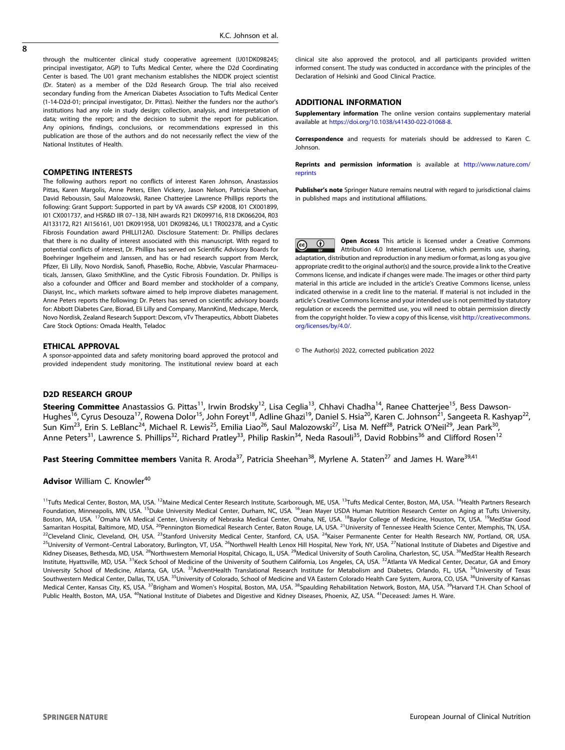through the multicenter clinical study cooperative agreement (U01DK098245; principal investigator, AGP) to Tufts Medical Center, where the D2d Coordinating Center is based. The U01 grant mechanism establishes the NIDDK project scientist (Dr. Staten) as a member of the D2d Research Group. The trial also received secondary funding from the American Diabetes Association to Tufts Medical Center (1-14-D2d-01; principal investigator, Dr. Pittas). Neither the funders nor the author's institutions had any role in study design; collection, analysis, and interpretation of data; writing the report; and the decision to submit the report for publication. Any opinions, findings, conclusions, or recommendations expressed in this publication are those of the authors and do not necessarily reflect the view of the National Institutes of Health.

## COMPETING INTERESTS

The following authors report no conflicts of interest Karen Johnson, Anastassios Pittas, Karen Margolis, Anne Peters, Ellen Vickery, Jason Nelson, Patricia Sheehan, David Reboussin, Saul Malozowski, Ranee Chatterjee Lawrence Phillips reports the following: Grant Support: Supported in part by VA awards CSP #2008, I01 CX001899, I01 CX001737, and HSR&D IIR 07–138, NIH awards R21 DK099716, R18 DK066204, R03 AI133172, R21 AI156161, U01 DK091958, U01 DK098246, UL1 TR002378, and a Cystic Fibrosis Foundation award PHILLI12A0. Disclosure Statement: Dr. Phillips declares that there is no duality of interest associated with this manuscript. With regard to potential conflicts of interest, Dr. Phillips has served on Scientific Advisory Boards for Boehringer Ingelheim and Janssen, and has or had research support from Merck, Pfizer, Eli Lilly, Novo Nordisk, Sanofi, PhaseBio, Roche, Abbvie, Vascular Pharmaceuticals, Janssen, Glaxo SmithKline, and the Cystic Fibrosis Foundation. Dr. Phillips is also a cofounder and Officer and Board member and stockholder of a company, Diasyst, Inc., which markets software aimed to help improve diabetes management. Anne Peters reports the following: Dr. Peters has served on scientific advisory boards for: Abbott Diabetes Care, Biorad, Eli Lilly and Company, MannKind, Medscape, Merck, Novo Nordisk, Zealand Research Support: Dexcom, vTv Therapeutics, Abbott Diabetes Care Stock Options: Omada Health, Teladoc

## ETHICAL APPROVAL

A sponsor-appointed data and safety monitoring board approved the protocol and provided independent study monitoring. The institutional review board at each clinical site also approved the protocol, and all participants provided written informed consent. The study was conducted in accordance with the principles of the Declaration of Helsinki and Good Clinical Practice.

## ADDITIONAL INFORMATION

**Supplementary information** The online version contains supplementary material available at https://doi.org/10.1038/s41430-022-01068-8.

**Correspondence** and requests for materials should be addressed to Karen C. Johnson.

**Reprints and permission information** is available at http://www.nature.com/reprints

**Publisher's note** Springer Nature remains neutral with regard to jurisdictional claims in published maps and institutional affiliations.

**Open Access** This article is licensed under a Creative Commons Attribution 4.0 International License, which permits use, sharing, adaptation, distribution and reproduction in any medium or format, as long as you give appropriate credit to the original author(s) and the source, provide a link to the Creative Commons license, and indicate if changes were made. The images or other third party material in this article are included in the article's Creative Commons license, unless indicated otherwise in a credit line to the material. If material is not included in the article's Creative Commons license and your intended use is not permitted by statutory regulation or exceeds the permitted use, you will need to obtain permission directly from the copyright holder. To view a copy of this license, visit http://creativecommons.org/licenses/by/4.0/.

© The Author(s) 2022, corrected publication 2022

## D2D RESEARCH GROUP

**Steering Committee** Anastassios G. Pittas[11], Irwin Brodsky[12], Lisa Ceglia[13], Chhavi Chadha[14], Ranee Chatterjee[15], Bess Dawson-Hughes[16], Cyrus Desouza[17], Rowena Dolor[15], John Foreyt[18], Adline Ghazi[19], Daniel S. Hsia[20], Karen C. Johnson[21], Sangeeta R. Kashyap[22], Sun Kim[23], Erin S. LeBlanc[24], Michael R. Lewis[25], Emilia Liao[26], Saul Malozowski[27], Lisa M. Neff[28], Patrick O'Neil[29], Jean Park[30], Anne Peters[31], Lawrence S. Phillips[32], Richard Pratley[33], Philip Raskin[34], Neda Rasouli[35], David Robbins[36] and Clifford Rosen[12]

**Past Steering Committee members** Vanita R. Aroda[37], Patricia Sheehan[38], Myrlene A. Staten[27] and James H. Ware[39,41]

**Advisor** William C. Knowler[40]

[11]Tufts Medical Center, Boston, MA, USA. [12]Maine Medical Center Research Institute, Scarborough, ME, USA. [13]Tufts Medical Center, Boston, MA, USA. [14]Health Partners Research Foundation, Minneapolis, MN, USA. [15]Duke University Medical Center, Durham, NC, USA. [16]Jean Mayer USDA Human Nutrition Research Center on Aging at Tufts University, Boston, MA, USA. [17]Omaha VA Medical Center, University of Nebraska Medical Center, Omaha, NE, USA. [18]Baylor College of Medicine, Houston, TX, USA. [19]MedStar Good Samaritan Hospital, Baltimore, MD, USA. [20]Pennington Biomedical Research Center, Baton Rouge, LA, USA. [21]University of Tennessee Health Science Center, Memphis, TN, USA. [22]Cleveland Clinic, Cleveland, OH, USA. [23]Stanford University Medical Center, Stanford, CA, USA. [24]Kaiser Permanente Center for Health Research NW, Portland, OR, USA. [25]University of Vermont–Central Laboratory, Burlington, VT, USA. [26]Northwell Health Lenox Hill Hospital, New York, NY, USA. [27]National Institute of Diabetes and Digestive and Kidney Diseases, Bethesda, MD, USA. [28]Northwestern Memorial Hospital, Chicago, IL, USA. [29]Medical University of South Carolina, Charleston, SC, USA. [30]MedStar Health Research Institute, Hyattsville, MD, USA. [31]Keck School of Medicine of the University of Southern California, Los Angeles, CA, USA. [32]Atlanta VA Medical Center, Decatur, GA and Emory University School of Medicine, Atlanta, GA, USA. [33]AdventHealth Translational Research Institute for Metabolism and Diabetes, Orlando, FL, USA. [34]University of Texas Southwestern Medical Center, Dallas, TX, USA. [35]University of Colorado, School of Medicine and VA Eastern Colorado Health Care System, Aurora, CO, USA. [36]University of Kansas Medical Center, Kansas City, KS, USA. [37]Brigham and Women's Hospital, Boston, MA, USA. [38]Spaulding Rehabilitation Network, Boston, MA, USA. [39]Harvard T.H. Chan School of Public Health, Boston, MA, USA. [40]National Institute of Diabetes and Digestive and Kidney Diseases, Phoenix, AZ, USA. [41]Deceased: James H. Ware.